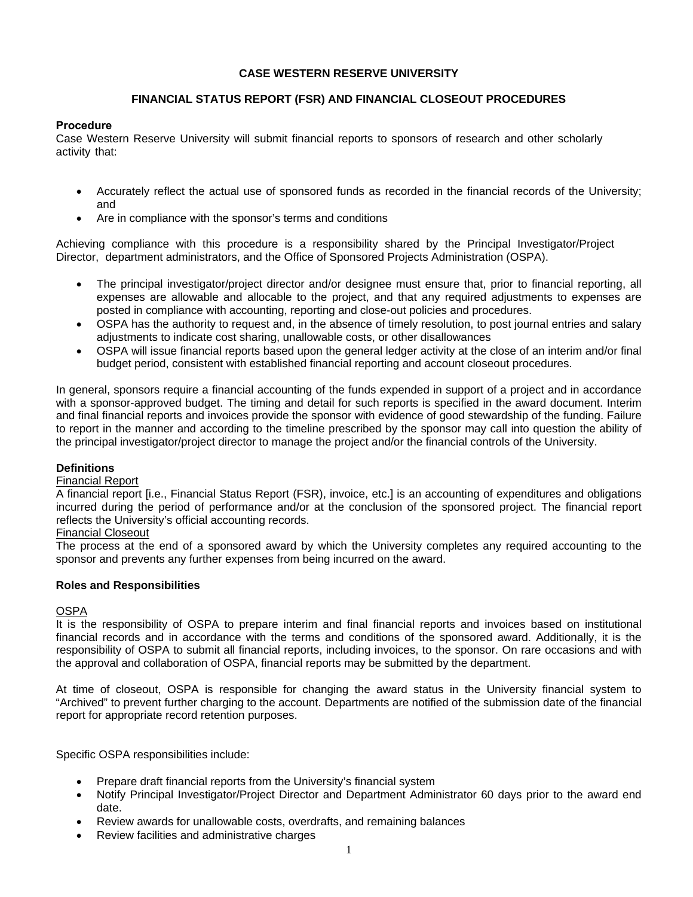# CASE WESTERN RESERVE UNIVERSITY

## FINANCIAL STATUS REPORT (FSR) AND FINANCIAL CLOSEOUT PROCEDURES

### Procedure

Case Western Reserve University will submit financial reports to sponsors of research and other scholarly activity that:

- Accurately reflect the actual use of sponsored funds as recorded in the financial records of the University; and
- Are in compliance with the sponsor's terms and conditions

Achieving compliance with this procedure is a responsibility shared by the Principal Investigator/Project Director, department administrators, and the Office of Sponsored Projects Administration (OSPA).

- The principal investigator/project director and/or designee must ensure that, prior to financial reporting, all expenses are allowable and allocable to the project, and that any required adjustments to expenses are posted in compliance with accounting, reporting and close-out policies and procedures.
- OSPA has the authority to request and, in the absence of timely resolution, to post journal entries and salary adjustments to indicate cost sharing, unallowable costs, or other disallowances
- OSPA will issue financial reports based upon the general ledger activity at the close of an interim and/or final budget period, consistent with established financial reporting and account closeout procedures.

In general, sponsors require a financial accounting of the funds expended in support of a project and in accordance with a sponsor-approved budget. The timing and detail for such reports is specified in the award document. Interim and final financial reports and invoices provide the sponsor with evidence of good stewardship of the funding. Failure to report in the manner and according to the timeline prescribed by the sponsor may call into question the ability of the principal investigator/project director to manage the project and/or the financial controls of the University.

### Definitions

<u>Financial Report</u>

A financial report [i.e., Financial Status Report (FSR), invoice, etc.] is an accounting of expenditures and obligations incurred during the period of performance and/or at the conclusion of the sponsored project. The financial report reflects the University's official accounting records.

<u>Financial Closeout</u>

The process at the end of a sponsored award by which the University completes any required accounting to the sponsor and prevents any further expenses from being incurred on the award.

### Roles and Responsibilities

<u>OSPA</u>

It is the responsibility of OSPA to prepare interim and final financial reports and invoices based on institutional financial records and in accordance with the terms and conditions of the sponsored award. Additionally, it is the responsibility of OSPA to submit all financial reports, including invoices, to the sponsor. On rare occasions and with the approval and collaboration of OSPA, financial reports may be submitted by the department.

At time of closeout, OSPA is responsible for changing the award status in the University financial system to "Archived" to prevent further charging to the account. Departments are notified of the submission date of the financial report for appropriate record retention purposes.

Specific OSPA responsibilities include:

- Prepare draft financial reports from the University's financial system
- Notify Principal Investigator/Project Director and Department Administrator 60 days prior to the award end date.
- Review awards for unallowable costs, overdrafts, and remaining balances
- Review facilities and administrative charges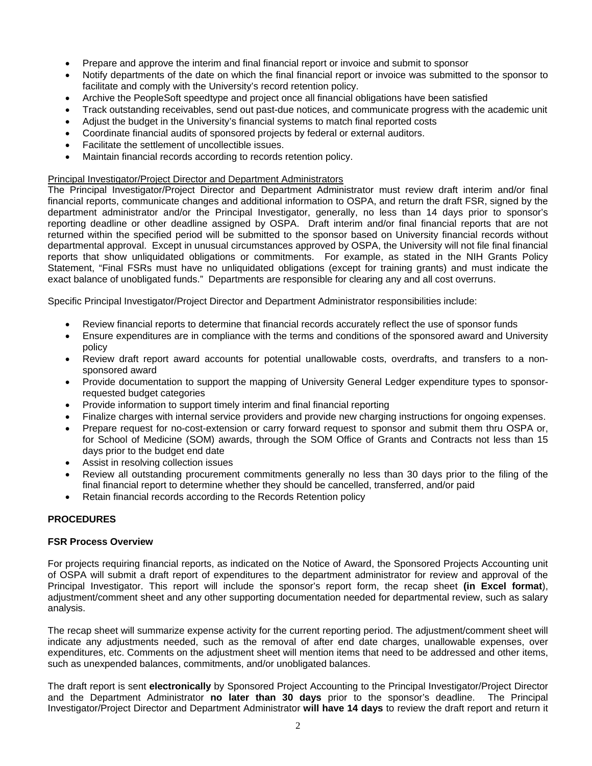- Prepare and approve the interim and final financial report or invoice and submit to sponsor
- Notify departments of the date on which the final financial report or invoice was submitted to the sponsor to facilitate and comply with the University's record retention policy.
- Archive the PeopleSoft speedtype and project once all financial obligations have been satisfied
- Track outstanding receivables, send out past-due notices, and communicate progress with the academic unit
- Adjust the budget in the University's financial systems to match final reported costs
- Coordinate financial audits of sponsored projects by federal or external auditors.
- Facilitate the settlement of uncollectible issues.
- Maintain financial records according to records retention policy.

Principal Investigator/Project Director and Department Administrators

The Principal Investigator/Project Director and Department Administrator must review draft interim and/or final financial reports, communicate changes and additional information to OSPA, and return the draft FSR, signed by the department administrator and/or the Principal Investigator, generally, no less than 14 days prior to sponsor's reporting deadline or other deadline assigned by OSPA. Draft interim and/or final financial reports that are not returned within the specified period will be submitted to the sponsor based on University financial records without departmental approval. Except in unusual circumstances approved by OSPA, the University will not file final financial reports that show unliquidated obligations or commitments. For example, as stated in the NIH Grants Policy Statement, "Final FSRs must have no unliquidated obligations (except for training grants) and must indicate the exact balance of unobligated funds." Departments are responsible for clearing any and all cost overruns.

Specific Principal Investigator/Project Director and Department Administrator responsibilities include:

- Review financial reports to determine that financial records accurately reflect the use of sponsor funds
- Ensure expenditures are in compliance with the terms and conditions of the sponsored award and University policy
- Review draft report award accounts for potential unallowable costs, overdrafts, and transfers to a non-sponsored award
- Provide documentation to support the mapping of University General Ledger expenditure types to sponsor-requested budget categories
- Provide information to support timely interim and final financial reporting
- Finalize charges with internal service providers and provide new charging instructions for ongoing expenses.
- Prepare request for no-cost-extension or carry forward request to sponsor and submit them thru OSPA or, for School of Medicine (SOM) awards, through the SOM Office of Grants and Contracts not less than 15 days prior to the budget end date
- Assist in resolving collection issues
- Review all outstanding procurement commitments generally no less than 30 days prior to the filing of the final financial report to determine whether they should be cancelled, transferred, and/or paid
- Retain financial records according to the Records Retention policy

**PROCEDURES**

**FSR Process Overview**

For projects requiring financial reports, as indicated on the Notice of Award, the Sponsored Projects Accounting unit of OSPA will submit a draft report of expenditures to the department administrator for review and approval of the Principal Investigator. This report will include the sponsor's report form, the recap sheet **(in Excel format**), adjustment/comment sheet and any other supporting documentation needed for departmental review, such as salary analysis.

The recap sheet will summarize expense activity for the current reporting period. The adjustment/comment sheet will indicate any adjustments needed, such as the removal of after end date charges, unallowable expenses, over expenditures, etc. Comments on the adjustment sheet will mention items that need to be addressed and other items, such as unexpended balances, commitments, and/or unobligated balances.

The draft report is sent **electronically** by Sponsored Project Accounting to the Principal Investigator/Project Director and the Department Administrator **no later than 30 days** prior to the sponsor's deadline. The Principal Investigator/Project Director and Department Administrator **will have 14 days** to review the draft report and return it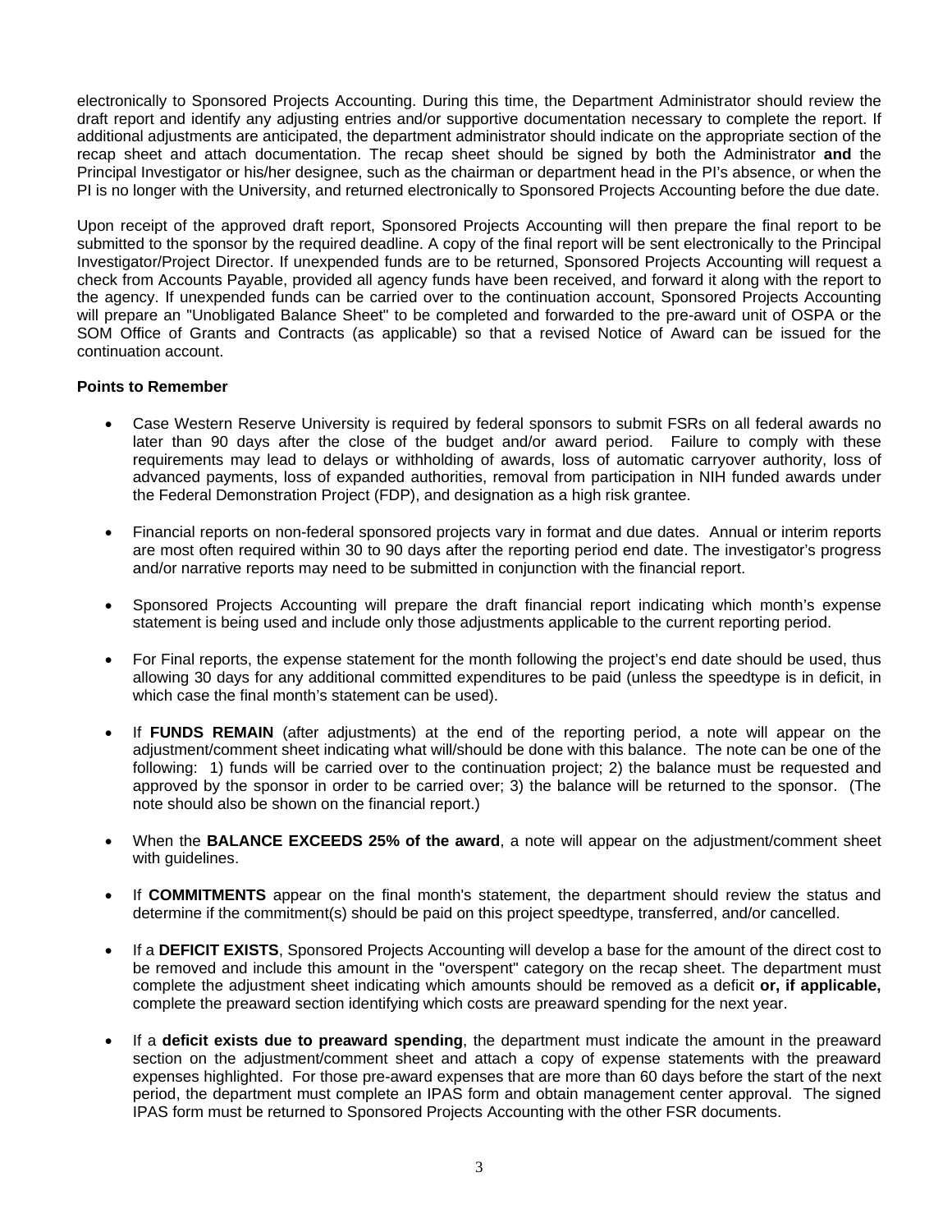electronically to Sponsored Projects Accounting. During this time, the Department Administrator should review the draft report and identify any adjusting entries and/or supportive documentation necessary to complete the report. If additional adjustments are anticipated, the department administrator should indicate on the appropriate section of the recap sheet and attach documentation. The recap sheet should be signed by both the Administrator **and** the Principal Investigator or his/her designee, such as the chairman or department head in the PI's absence, or when the PI is no longer with the University, and returned electronically to Sponsored Projects Accounting before the due date.

Upon receipt of the approved draft report, Sponsored Projects Accounting will then prepare the final report to be submitted to the sponsor by the required deadline. A copy of the final report will be sent electronically to the Principal Investigator/Project Director. If unexpended funds are to be returned, Sponsored Projects Accounting will request a check from Accounts Payable, provided all agency funds have been received, and forward it along with the report to the agency. If unexpended funds can be carried over to the continuation account, Sponsored Projects Accounting will prepare an "Unobligated Balance Sheet" to be completed and forwarded to the pre-award unit of OSPA or the SOM Office of Grants and Contracts (as applicable) so that a revised Notice of Award can be issued for the continuation account.

**Points to Remember**

- Case Western Reserve University is required by federal sponsors to submit FSRs on all federal awards no later than 90 days after the close of the budget and/or award period. Failure to comply with these requirements may lead to delays or withholding of awards, loss of automatic carryover authority, loss of advanced payments, loss of expanded authorities, removal from participation in NIH funded awards under the Federal Demonstration Project (FDP), and designation as a high risk grantee.

- Financial reports on non-federal sponsored projects vary in format and due dates. Annual or interim reports are most often required within 30 to 90 days after the reporting period end date. The investigator's progress and/or narrative reports may need to be submitted in conjunction with the financial report.

- Sponsored Projects Accounting will prepare the draft financial report indicating which month's expense statement is being used and include only those adjustments applicable to the current reporting period.

- For Final reports, the expense statement for the month following the project's end date should be used, thus allowing 30 days for any additional committed expenditures to be paid (unless the speedtype is in deficit, in which case the final month's statement can be used).

- If **FUNDS REMAIN** (after adjustments) at the end of the reporting period, a note will appear on the adjustment/comment sheet indicating what will/should be done with this balance. The note can be one of the following: 1) funds will be carried over to the continuation project; 2) the balance must be requested and approved by the sponsor in order to be carried over; 3) the balance will be returned to the sponsor. (The note should also be shown on the financial report.)

- When the **BALANCE EXCEEDS 25% of the award**, a note will appear on the adjustment/comment sheet with guidelines.

- If **COMMITMENTS** appear on the final month's statement, the department should review the status and determine if the commitment(s) should be paid on this project speedtype, transferred, and/or cancelled.

- If a **DEFICIT EXISTS**, Sponsored Projects Accounting will develop a base for the amount of the direct cost to be removed and include this amount in the "overspent" category on the recap sheet. The department must complete the adjustment sheet indicating which amounts should be removed as a deficit **or, if applicable,** complete the preaward section identifying which costs are preaward spending for the next year.

- If a **deficit exists due to preaward spending**, the department must indicate the amount in the preaward section on the adjustment/comment sheet and attach a copy of expense statements with the preaward expenses highlighted. For those pre-award expenses that are more than 60 days before the start of the next period, the department must complete an IPAS form and obtain management center approval. The signed IPAS form must be returned to Sponsored Projects Accounting with the other FSR documents.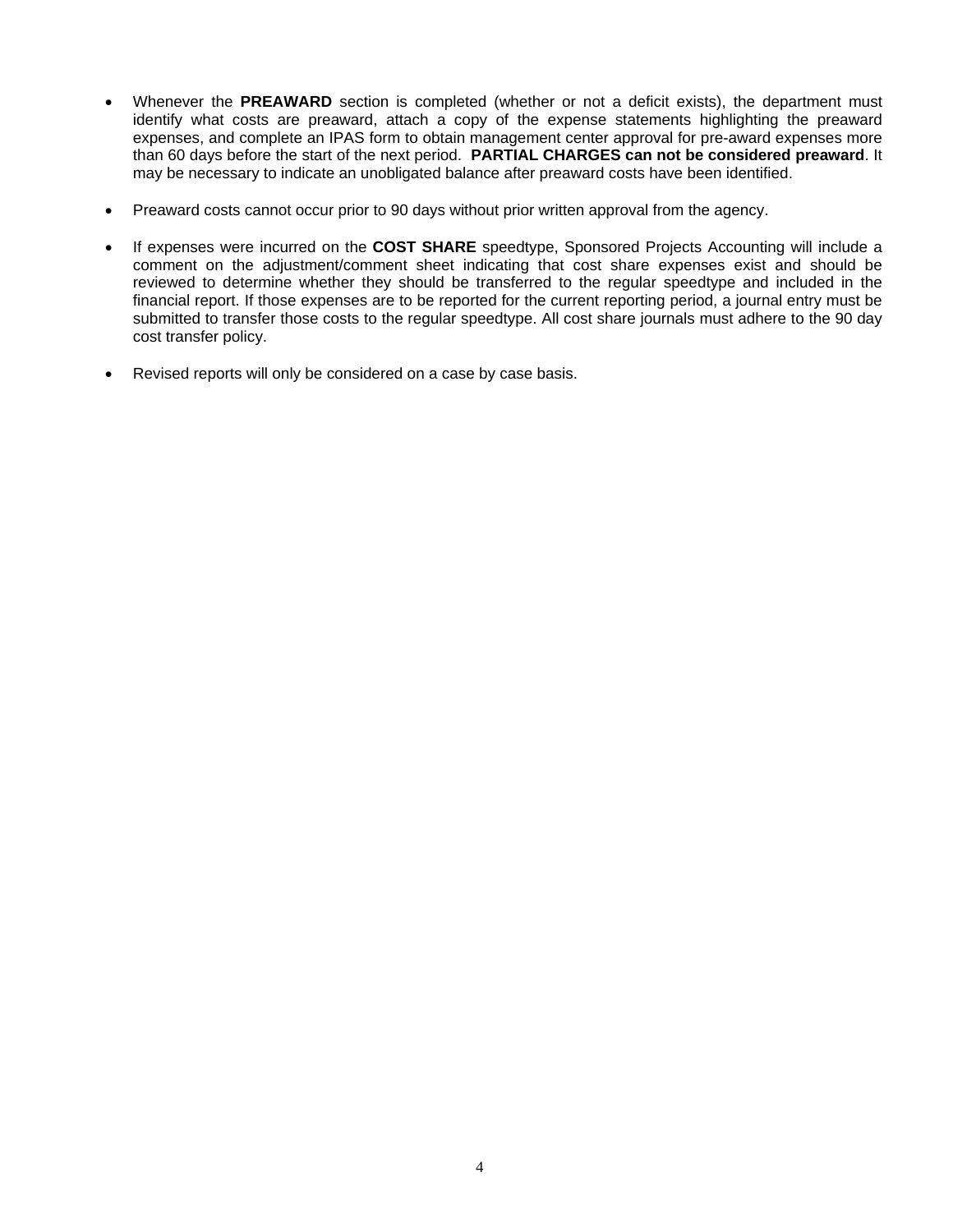- Whenever the **PREAWARD** section is completed (whether or not a deficit exists), the department must identify what costs are preaward, attach a copy of the expense statements highlighting the preaward expenses, and complete an IPAS form to obtain management center approval for pre-award expenses more than 60 days before the start of the next period. **PARTIAL CHARGES can not be considered preaward**. It may be necessary to indicate an unobligated balance after preaward costs have been identified.

- Preaward costs cannot occur prior to 90 days without prior written approval from the agency.

- If expenses were incurred on the **COST SHARE** speedtype, Sponsored Projects Accounting will include a comment on the adjustment/comment sheet indicating that cost share expenses exist and should be reviewed to determine whether they should be transferred to the regular speedtype and included in the financial report. If those expenses are to be reported for the current reporting period, a journal entry must be submitted to transfer those costs to the regular speedtype. All cost share journals must adhere to the 90 day cost transfer policy.

- Revised reports will only be considered on a case by case basis.